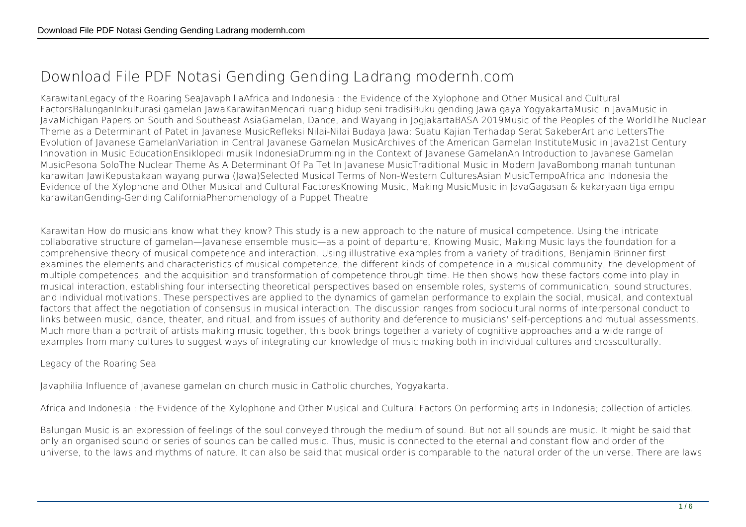# Download File PDF Notasi Gending Gending Ladrang modernh.com

KarawitanLegacy of the Roaring SeaJavaphiliaAfrica and Indonesia : the Evidence of the Xylophone and Other Musical and Cultural FactorsBalunganInkulturasi gamelan JawaKarawitanMencari ruang hidup seni tradisiBuku gending Jawa gaya YogyakartaMusic in JavaMusic in JavaMichigan Papers on South and Southeast AsiaGamelan, Dance, and Wayang in JogjakartaBASA 2019Music of the Peoples of the WorldThe Nuclear Theme as a Determinant of Patet in Javanese MusicRefleksi Nilai-Nilai Budaya Jawa: Suatu Kajian Terhadap Serat SakeberArt and LettersThe Evolution of Javanese GamelanVariation in Central Javanese Gamelan MusicArchives of the American Gamelan InstituteMusic in Java21st Century Innovation in Music EducationEnsiklopedi musik IndonesiaDrumming in the Context of Javanese GamelanAn Introduction to Javanese Gamelan MusicPesona SoloThe Nuclear Theme As A Determinant Of Pa Tet In Javanese MusicTraditional Music in Modern JavaBombong manah tuntunan karawitan JawiKepustakaan wayang purwa (Jawa)Selected Musical Terms of Non-Western CulturesAsian MusicTempoAfrica and Indonesia the Evidence of the Xylophone and Other Musical and Cultural FactoresKnowing Music, Making MusicMusic in JavaGagasan & kekaryaan tiga empu karawitanGending-Gending CaliforniaPhenomenology of a Puppet Theatre

Karawitan How do musicians know what they know? This study is a new approach to the nature of musical competence. Using the intricate collaborative structure of gamelan—Javanese ensemble music—as a point of departure, Knowing Music, Making Music lays the foundation for a comprehensive theory of musical competence and interaction. Using illustrative examples from a variety of traditions, Benjamin Brinner first examines the elements and characteristics of musical competence, the different kinds of competence in a musical community, the development of multiple competences, and the acquisition and transformation of competence through time. He then shows how these factors come into play in musical interaction, establishing four intersecting theoretical perspectives based on ensemble roles, systems of communication, sound structures, and individual motivations. These perspectives are applied to the dynamics of gamelan performance to explain the social, musical, and contextual factors that affect the negotiation of consensus in musical interaction. The discussion ranges from sociocultural norms of interpersonal conduct to links between music, dance, theater, and ritual, and from issues of authority and deference to musicians' self-perceptions and mutual assessments. Much more than a portrait of artists making music together, this book brings together a variety of cognitive approaches and a wide range of examples from many cultures to suggest ways of integrating our knowledge of music making both in individual cultures and crossculturally.

Legacy of the Roaring Sea

Javaphilia Influence of Javanese gamelan on church music in Catholic churches, Yogyakarta.

Africa and Indonesia : the Evidence of the Xylophone and Other Musical and Cultural Factors On performing arts in Indonesia; collection of articles.

Balungan Music is an expression of feelings of the soul conveyed through the medium of sound. But not all sounds are music. It might be said that only an organised sound or series of sounds can be called music. Thus, music is connected to the eternal and constant flow and order of the universe, to the laws and rhythms of nature. It can also be said that musical order is comparable to the natural order of the universe. There are laws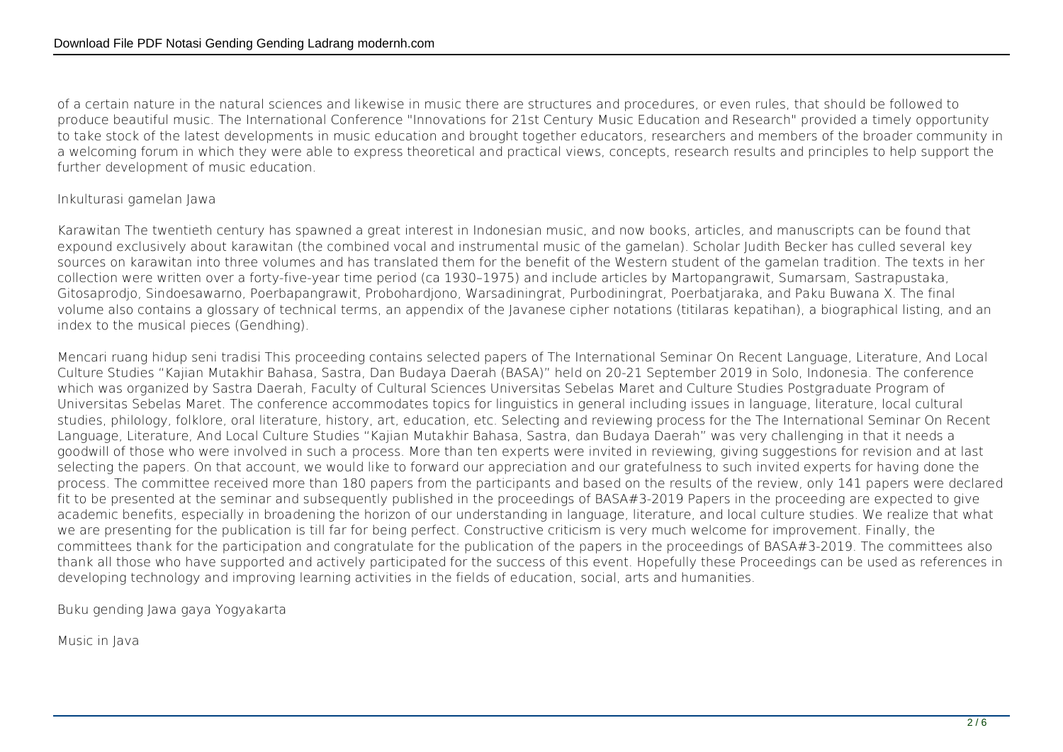of a certain nature in the natural sciences and likewise in music there are structures and procedures, or even rules, that should be followed to produce beautiful music. The International Conference "Innovations for 21st Century Music Education and Research" provided a timely opportunity to take stock of the latest developments in music education and brought together educators, researchers and members of the broader community in a welcoming forum in which they were able to express theoretical and practical views, concepts, research results and principles to help support the further development of music education.

Inkulturasi gamelan Jawa

Karawitan The twentieth century has spawned a great interest in Indonesian music, and now books, articles, and manuscripts can be found that expound exclusively about karawitan (the combined vocal and instrumental music of the gamelan). Scholar Judith Becker has culled several key sources on karawitan into three volumes and has translated them for the benefit of the Western student of the gamelan tradition. The texts in her collection were written over a forty-five-year time period (ca 1930–1975) and include articles by Martopangrawit, Sumarsam, Sastrapustaka, Gitosaprodjo, Sindoesawarno, Poerbapangrawit, Probohardjono, Warsadiningrat, Purbodiningrat, Poerbatjaraka, and Paku Buwana X. The final volume also contains a glossary of technical terms, an appendix of the Javanese cipher notations (titilaras kepatihan), a biographical listing, and an index to the musical pieces (Gendhing).

Mencari ruang hidup seni tradisi This proceeding contains selected papers of The International Seminar On Recent Language, Literature, And Local Culture Studies "Kajian Mutakhir Bahasa, Sastra, Dan Budaya Daerah (BASA)" held on 20-21 September 2019 in Solo, Indonesia. The conference which was organized by Sastra Daerah, Faculty of Cultural Sciences Universitas Sebelas Maret and Culture Studies Postgraduate Program of Universitas Sebelas Maret. The conference accommodates topics for linguistics in general including issues in language, literature, local cultural studies, philology, folklore, oral literature, history, art, education, etc. Selecting and reviewing process for the The International Seminar On Recent Language, Literature, And Local Culture Studies "Kajian Mutakhir Bahasa, Sastra, dan Budaya Daerah" was very challenging in that it needs a goodwill of those who were involved in such a process. More than ten experts were invited in reviewing, giving suggestions for revision and at last selecting the papers. On that account, we would like to forward our appreciation and our gratefulness to such invited experts for having done the process. The committee received more than 180 papers from the participants and based on the results of the review, only 141 papers were declared fit to be presented at the seminar and subsequently published in the proceedings of BASA#3-2019 Papers in the proceeding are expected to give academic benefits, especially in broadening the horizon of our understanding in language, literature, and local culture studies. We realize that what we are presenting for the publication is till far for being perfect. Constructive criticism is very much welcome for improvement. Finally, the committees thank for the participation and congratulate for the publication of the papers in the proceedings of BASA#3-2019. The committees also thank all those who have supported and actively participated for the success of this event. Hopefully these Proceedings can be used as references in developing technology and improving learning activities in the fields of education, social, arts and humanities.

Buku gending Jawa gaya Yogyakarta

Music in Java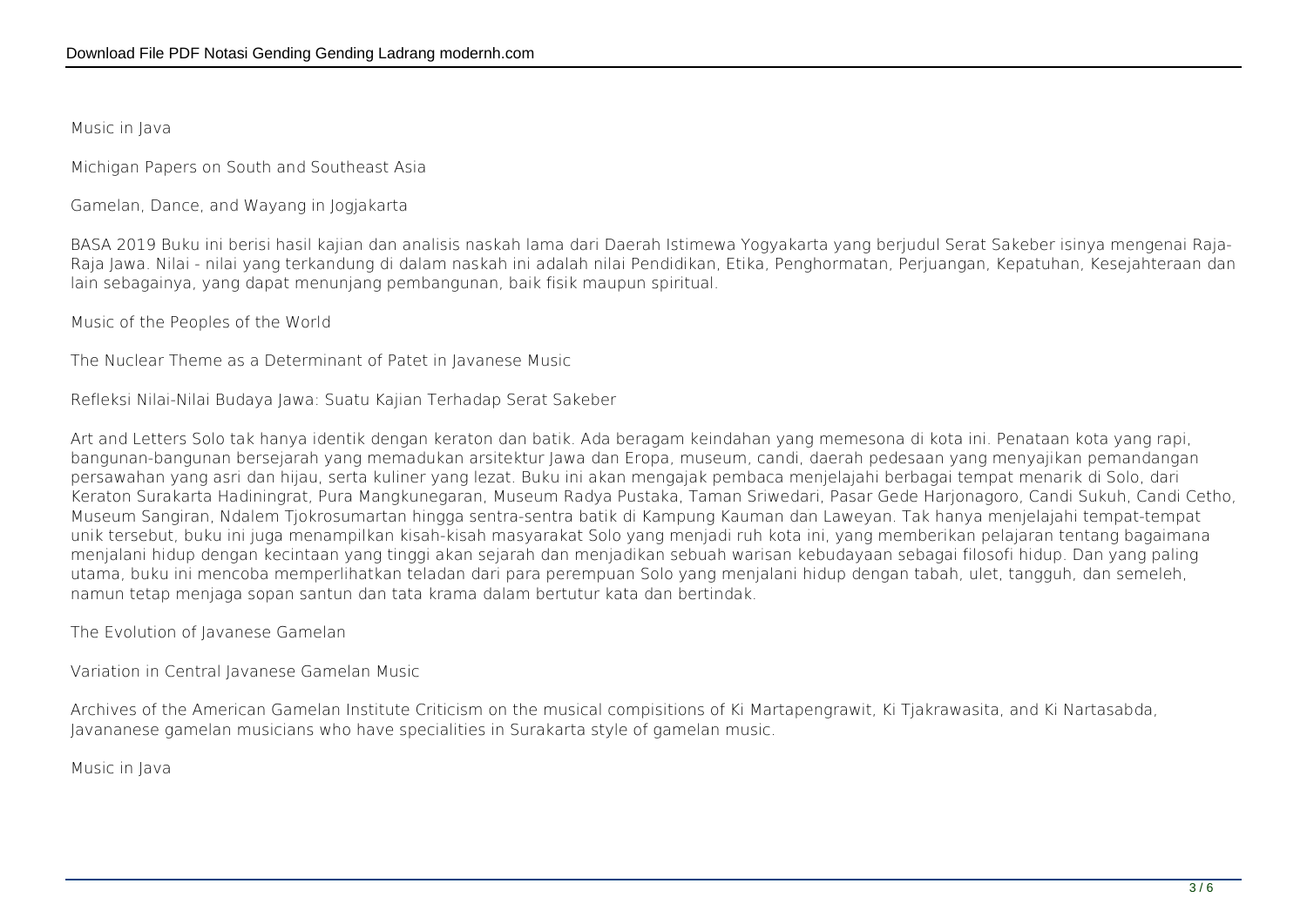Music in Java

Michigan Papers on South and Southeast Asia

Gamelan, Dance, and Wayang in Jogjakarta

BASA 2019 Buku ini berisi hasil kajian dan analisis naskah lama dari Daerah Istimewa Yogyakarta yang berjudul Serat Sakeber isinya mengenai Raja-Raja Jawa. Nilai - nilai yang terkandung di dalam naskah ini adalah nilai Pendidikan, Etika, Penghormatan, Perjuangan, Kepatuhan, Kesejahteraan dan lain sebagainya, yang dapat menunjang pembangunan, baik fisik maupun spiritual.

Music of the Peoples of the World

The Nuclear Theme as a Determinant of Patet in Javanese Music

Refleksi Nilai-Nilai Budaya Jawa: Suatu Kajian Terhadap Serat Sakeber

Art and Letters Solo tak hanya identik dengan keraton dan batik. Ada beragam keindahan yang memesona di kota ini. Penataan kota yang rapi, bangunan-bangunan bersejarah yang memadukan arsitektur Jawa dan Eropa, museum, candi, daerah pedesaan yang menyajikan pemandangan persawahan yang asri dan hijau, serta kuliner yang lezat. Buku ini akan mengajak pembaca menjelajahi berbagai tempat menarik di Solo, dari Keraton Surakarta Hadiningrat, Pura Mangkunegaran, Museum Radya Pustaka, Taman Sriwedari, Pasar Gede Harjonagoro, Candi Sukuh, Candi Cetho, Museum Sangiran, Ndalem Tjokrosumartan hingga sentra-sentra batik di Kampung Kauman dan Laweyan. Tak hanya menjelajahi tempat-tempat unik tersebut, buku ini juga menampilkan kisah-kisah masyarakat Solo yang menjadi ruh kota ini, yang memberikan pelajaran tentang bagaimana menjalani hidup dengan kecintaan yang tinggi akan sejarah dan menjadikan sebuah warisan kebudayaan sebagai filosofi hidup. Dan yang paling utama, buku ini mencoba memperlihatkan teladan dari para perempuan Solo yang menjalani hidup dengan tabah, ulet, tangguh, dan semeleh, namun tetap menjaga sopan santun dan tata krama dalam bertutur kata dan bertindak.

The Evolution of Javanese Gamelan

Variation in Central Javanese Gamelan Music

Archives of the American Gamelan Institute Criticism on the musical compisitions of Ki Martapengrawit, Ki Tjakrawasita, and Ki Nartasabda, Javananese gamelan musicians who have specialities in Surakarta style of gamelan music.

Music in Java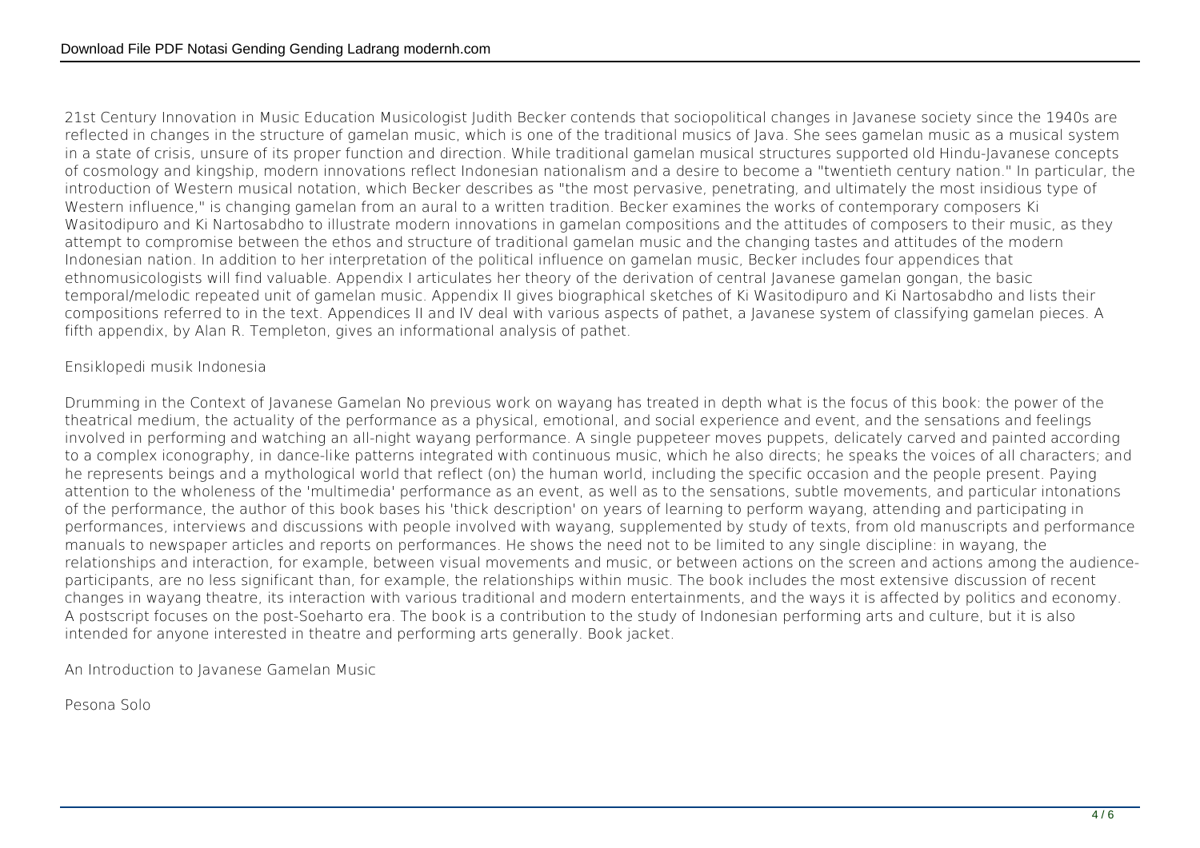21st Century Innovation in Music Education Musicologist Judith Becker contends that sociopolitical changes in Javanese society since the 1940s are reflected in changes in the structure of gamelan music, which is one of the traditional musics of Java. She sees gamelan music as a musical system in a state of crisis, unsure of its proper function and direction. While traditional gamelan musical structures supported old Hindu-Javanese concepts of cosmology and kingship, modern innovations reflect Indonesian nationalism and a desire to become a "twentieth century nation." In particular, the introduction of Western musical notation, which Becker describes as "the most pervasive, penetrating, and ultimately the most insidious type of Western influence," is changing gamelan from an aural to a written tradition. Becker examines the works of contemporary composers Ki Wasitodipuro and Ki Nartosabdho to illustrate modern innovations in gamelan compositions and the attitudes of composers to their music, as they attempt to compromise between the ethos and structure of traditional gamelan music and the changing tastes and attitudes of the modern Indonesian nation. In addition to her interpretation of the political influence on gamelan music, Becker includes four appendices that ethnomusicologists will find valuable. Appendix I articulates her theory of the derivation of central Javanese gamelan gongan, the basic temporal/melodic repeated unit of gamelan music. Appendix II gives biographical sketches of Ki Wasitodipuro and Ki Nartosabdho and lists their compositions referred to in the text. Appendices II and IV deal with various aspects of pathet, a Javanese system of classifying gamelan pieces. A fifth appendix, by Alan R. Templeton, gives an informational analysis of pathet.

Ensiklopedi musik Indonesia

Drumming in the Context of Javanese Gamelan No previous work on wayang has treated in depth what is the focus of this book: the power of the theatrical medium, the actuality of the performance as a physical, emotional, and social experience and event, and the sensations and feelings involved in performing and watching an all-night wayang performance. A single puppeteer moves puppets, delicately carved and painted according to a complex iconography, in dance-like patterns integrated with continuous music, which he also directs; he speaks the voices of all characters; and he represents beings and a mythological world that reflect (on) the human world, including the specific occasion and the people present. Paying attention to the wholeness of the 'multimedia' performance as an event, as well as to the sensations, subtle movements, and particular intonations of the performance, the author of this book bases his 'thick description' on years of learning to perform wayang, attending and participating in performances, interviews and discussions with people involved with wayang, supplemented by study of texts, from old manuscripts and performance manuals to newspaper articles and reports on performances. He shows the need not to be limited to any single discipline: in wayang, the relationships and interaction, for example, between visual movements and music, or between actions on the screen and actions among the audience-participants, are no less significant than, for example, the relationships within music. The book includes the most extensive discussion of recent changes in wayang theatre, its interaction with various traditional and modern entertainments, and the ways it is affected by politics and economy. A postscript focuses on the post-Soeharto era. The book is a contribution to the study of Indonesian performing arts and culture, but it is also intended for anyone interested in theatre and performing arts generally. Book jacket.

An Introduction to Javanese Gamelan Music

Pesona Solo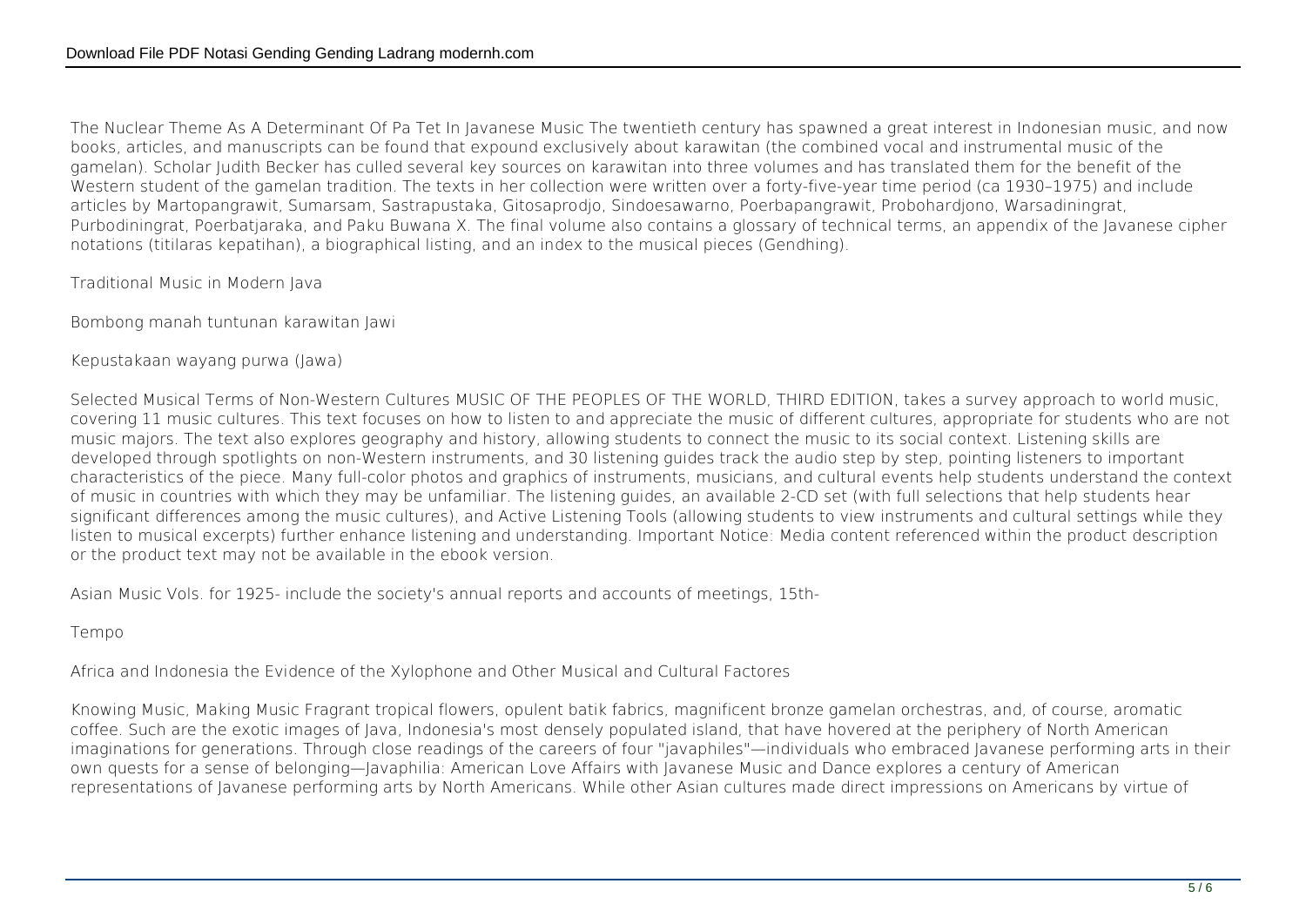The Nuclear Theme As A Determinant Of Pa Tet In Javanese Music The twentieth century has spawned a great interest in Indonesian music, and now books, articles, and manuscripts can be found that expound exclusively about karawitan (the combined vocal and instrumental music of the gamelan). Scholar Judith Becker has culled several key sources on karawitan into three volumes and has translated them for the benefit of the Western student of the gamelan tradition. The texts in her collection were written over a forty-five-year time period (ca 1930–1975) and include articles by Martopangrawit, Sumarsam, Sastrapustaka, Gitosaprodjo, Sindoesawarno, Poerbapangrawit, Probohardjono, Warsadiningrat, Purbodiningrat, Poerbatjaraka, and Paku Buwana X. The final volume also contains a glossary of technical terms, an appendix of the Javanese cipher notations (titilaras kepatihan), a biographical listing, and an index to the musical pieces (Gendhing).

Traditional Music in Modern Java

Bombong manah tuntunan karawitan Jawi

Kepustakaan wayang purwa (Jawa)

Selected Musical Terms of Non-Western Cultures MUSIC OF THE PEOPLES OF THE WORLD, THIRD EDITION, takes a survey approach to world music, covering 11 music cultures. This text focuses on how to listen to and appreciate the music of different cultures, appropriate for students who are not music majors. The text also explores geography and history, allowing students to connect the music to its social context. Listening skills are developed through spotlights on non-Western instruments, and 30 listening guides track the audio step by step, pointing listeners to important characteristics of the piece. Many full-color photos and graphics of instruments, musicians, and cultural events help students understand the context of music in countries with which they may be unfamiliar. The listening guides, an available 2-CD set (with full selections that help students hear significant differences among the music cultures), and Active Listening Tools (allowing students to view instruments and cultural settings while they listen to musical excerpts) further enhance listening and understanding. Important Notice: Media content referenced within the product description or the product text may not be available in the ebook version.

Asian Music Vols. for 1925- include the society's annual reports and accounts of meetings, 15th-

Tempo

Africa and Indonesia the Evidence of the Xylophone and Other Musical and Cultural Factores

Knowing Music, Making Music Fragrant tropical flowers, opulent batik fabrics, magnificent bronze gamelan orchestras, and, of course, aromatic coffee. Such are the exotic images of Java, Indonesia's most densely populated island, that have hovered at the periphery of North American imaginations for generations. Through close readings of the careers of four "javaphiles"—individuals who embraced Javanese performing arts in their own quests for a sense of belonging—Javaphilia: American Love Affairs with Javanese Music and Dance explores a century of American representations of Javanese performing arts by North Americans. While other Asian cultures made direct impressions on Americans by virtue of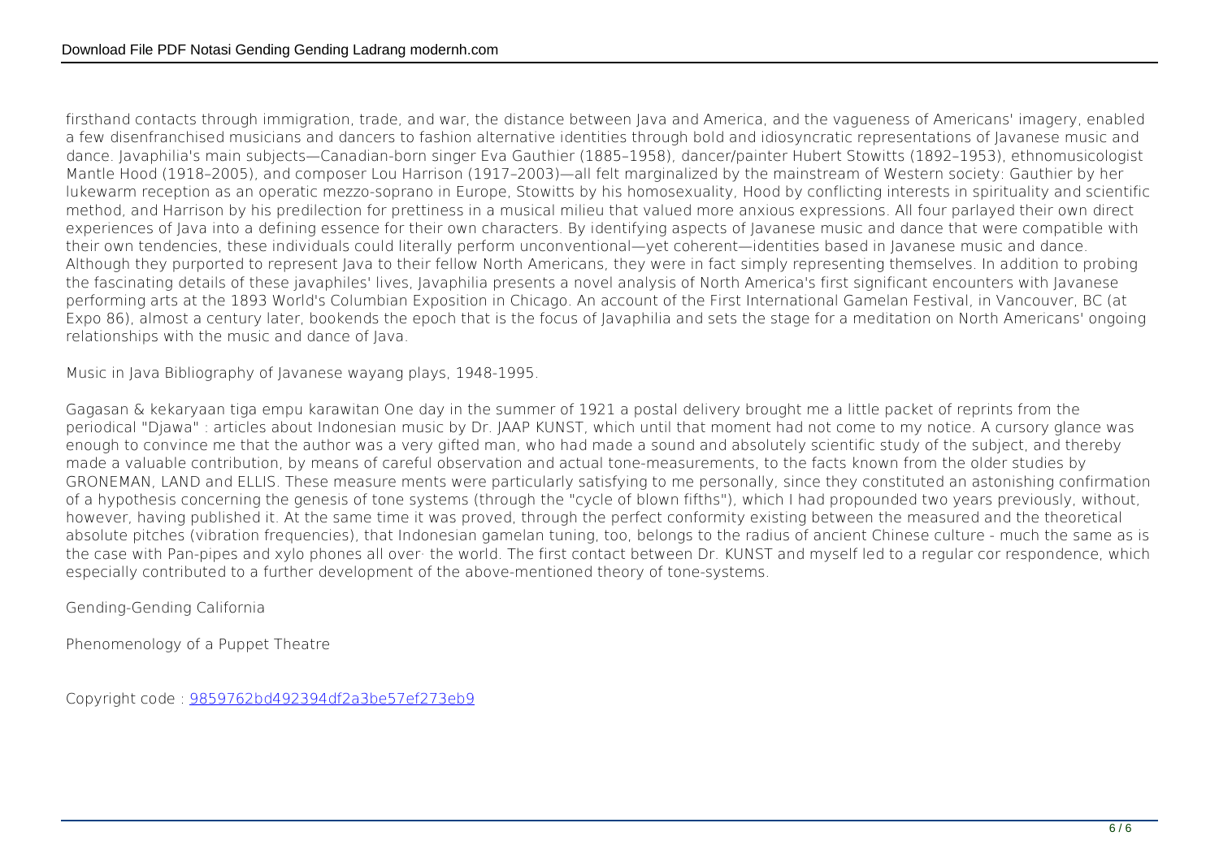firsthand contacts through immigration, trade, and war, the distance between Java and America, and the vagueness of Americans' imagery, enabled a few disenfranchised musicians and dancers to fashion alternative identities through bold and idiosyncratic representations of Javanese music and dance. Javaphilia's main subjects—Canadian-born singer Eva Gauthier (1885–1958), dancer/painter Hubert Stowitts (1892–1953), ethnomusicologist Mantle Hood (1918–2005), and composer Lou Harrison (1917–2003)—all felt marginalized by the mainstream of Western society: Gauthier by her lukewarm reception as an operatic mezzo-soprano in Europe, Stowitts by his homosexuality, Hood by conflicting interests in spirituality and scientific method, and Harrison by his predilection for prettiness in a musical milieu that valued more anxious expressions. All four parlayed their own direct experiences of Java into a defining essence for their own characters. By identifying aspects of Javanese music and dance that were compatible with their own tendencies, these individuals could literally perform unconventional—yet coherent—identities based in Javanese music and dance. Although they purported to represent Java to their fellow North Americans, they were in fact simply representing themselves. In addition to probing the fascinating details of these javaphiles' lives, Javaphilia presents a novel analysis of North America's first significant encounters with Javanese performing arts at the 1893 World's Columbian Exposition in Chicago. An account of the First International Gamelan Festival, in Vancouver, BC (at Expo 86), almost a century later, bookends the epoch that is the focus of Javaphilia and sets the stage for a meditation on North Americans' ongoing relationships with the music and dance of Java.

Music in Java Bibliography of Javanese wayang plays, 1948-1995.

Gagasan & kekaryaan tiga empu karawitan One day in the summer of 1921 a postal delivery brought me a little packet of reprints from the periodical "Djawa" : articles about Indonesian music by Dr. JAAP KUNST, which until that moment had not come to my notice. A cursory glance was enough to convince me that the author was a very gifted man, who had made a sound and absolutely scientific study of the subject, and thereby made a valuable contribution, by means of careful observation and actual tone-measurements, to the facts known from the older studies by GRONEMAN, LAND and ELLIS. These measure ments were particularly satisfying to me personally, since they constituted an astonishing confirmation of a hypothesis concerning the genesis of tone systems (through the "cycle of blown fifths"), which I had propounded two years previously, without, however, having published it. At the same time it was proved, through the perfect conformity existing between the measured and the theoretical absolute pitches (vibration frequencies), that Indonesian gamelan tuning, too, belongs to the radius of ancient Chinese culture - much the same as is the case with Pan-pipes and xylo phones all over· the world. The first contact between Dr. KUNST and myself led to a regular cor respondence, which especially contributed to a further development of the above-mentioned theory of tone-systems.

Gending-Gending California

Phenomenology of a Puppet Theatre

Copyright code : 9859762bd492394df2a3be57ef273eb9